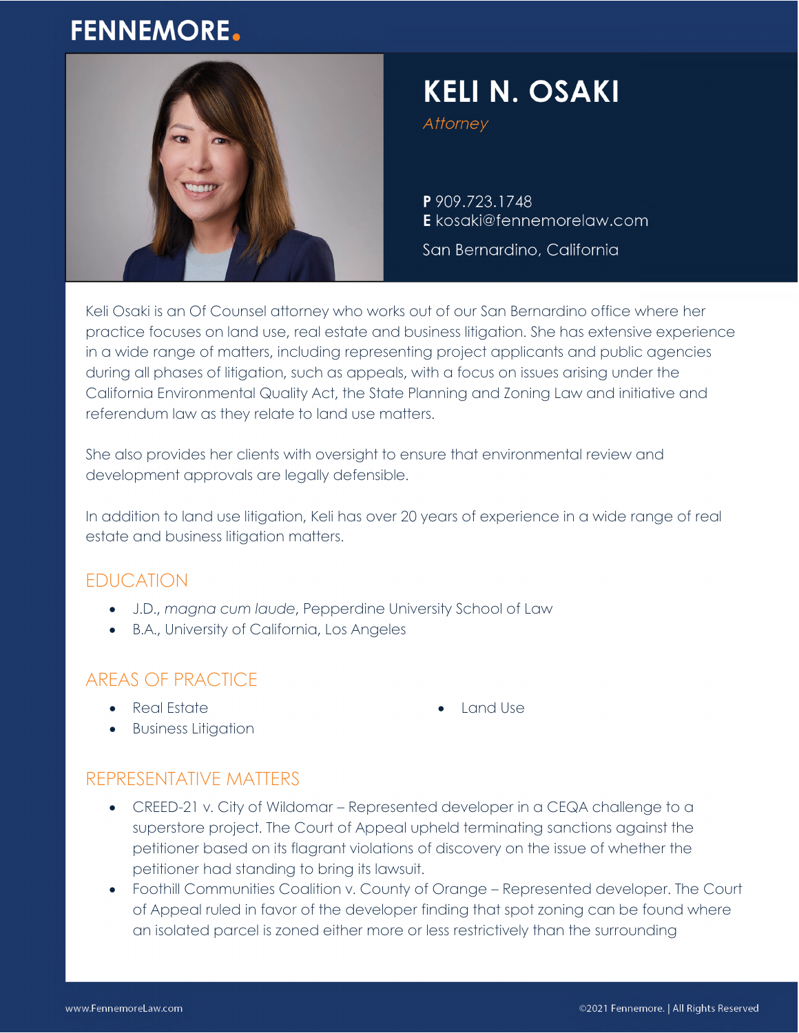FENNEMORE.

# KELI N. OSAKI

*Attorney*

**P** 909.723.1748
**E** kosaki@fennemorelaw.com

San Bernardino, California

Keli Osaki is an Of Counsel attorney who works out of our San Bernardino office where her practice focuses on land use, real estate and business litigation. She has extensive experience in a wide range of matters, including representing project applicants and public agencies during all phases of litigation, such as appeals, with a focus on issues arising under the California Environmental Quality Act, the State Planning and Zoning Law and initiative and referendum law as they relate to land use matters.

She also provides her clients with oversight to ensure that environmental review and development approvals are legally defensible.

In addition to land use litigation, Keli has over 20 years of experience in a wide range of real estate and business litigation matters.

## EDUCATION

- J.D., *magna cum laude*, Pepperdine University School of Law
- B.A., University of California, Los Angeles

## AREAS OF PRACTICE

- Real Estate
- Business Litigation
- Land Use

## REPRESENTATIVE MATTERS

- CREED-21 v. City of Wildomar – Represented developer in a CEQA challenge to a superstore project. The Court of Appeal upheld terminating sanctions against the petitioner based on its flagrant violations of discovery on the issue of whether the petitioner had standing to bring its lawsuit.
- Foothill Communities Coalition v. County of Orange – Represented developer. The Court of Appeal ruled in favor of the developer finding that spot zoning can be found where an isolated parcel is zoned either more or less restrictively than the surrounding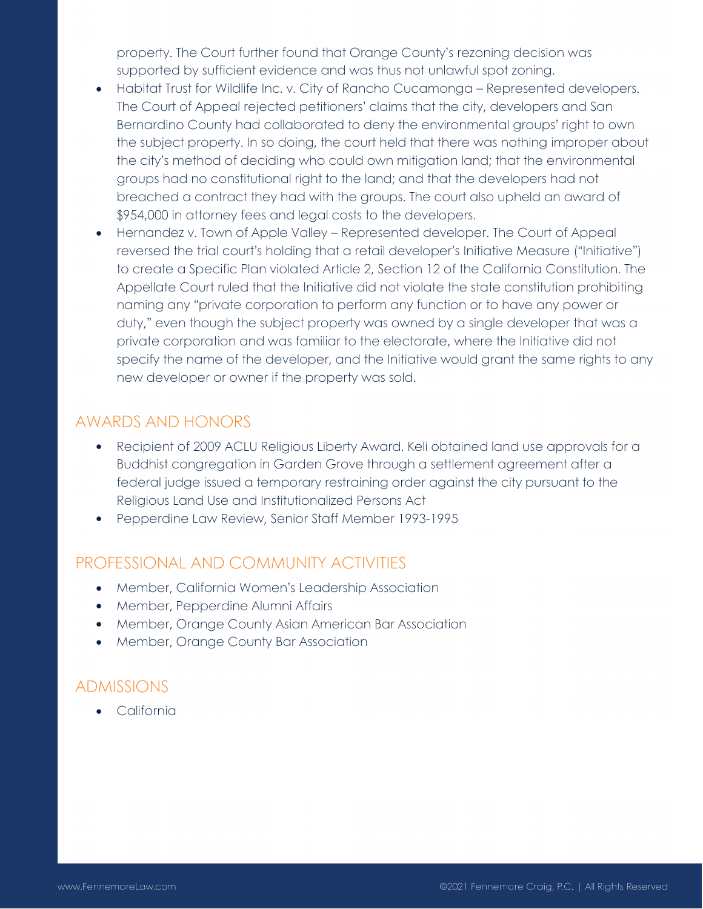property. The Court further found that Orange County's rezoning decision was supported by sufficient evidence and was thus not unlawful spot zoning.

- Habitat Trust for Wildlife Inc. v. City of Rancho Cucamonga – Represented developers. The Court of Appeal rejected petitioners' claims that the city, developers and San Bernardino County had collaborated to deny the environmental groups' right to own the subject property. In so doing, the court held that there was nothing improper about the city's method of deciding who could own mitigation land; that the environmental groups had no constitutional right to the land; and that the developers had not breached a contract they had with the groups. The court also upheld an award of $954,000 in attorney fees and legal costs to the developers.
- Hernandez v. Town of Apple Valley – Represented developer. The Court of Appeal reversed the trial court's holding that a retail developer's Initiative Measure ("Initiative") to create a Specific Plan violated Article 2, Section 12 of the California Constitution. The Appellate Court ruled that the Initiative did not violate the state constitution prohibiting naming any "private corporation to perform any function or to have any power or duty," even though the subject property was owned by a single developer that was a private corporation and was familiar to the electorate, where the Initiative did not specify the name of the developer, and the Initiative would grant the same rights to any new developer or owner if the property was sold.

## AWARDS AND HONORS

- Recipient of 2009 ACLU Religious Liberty Award. Keli obtained land use approvals for a Buddhist congregation in Garden Grove through a settlement agreement after a federal judge issued a temporary restraining order against the city pursuant to the Religious Land Use and Institutionalized Persons Act
- Pepperdine Law Review, Senior Staff Member 1993-1995

## PROFESSIONAL AND COMMUNITY ACTIVITIES

- Member, California Women's Leadership Association
- Member, Pepperdine Alumni Affairs
- Member, Orange County Asian American Bar Association
- Member, Orange County Bar Association

## ADMISSIONS

- California